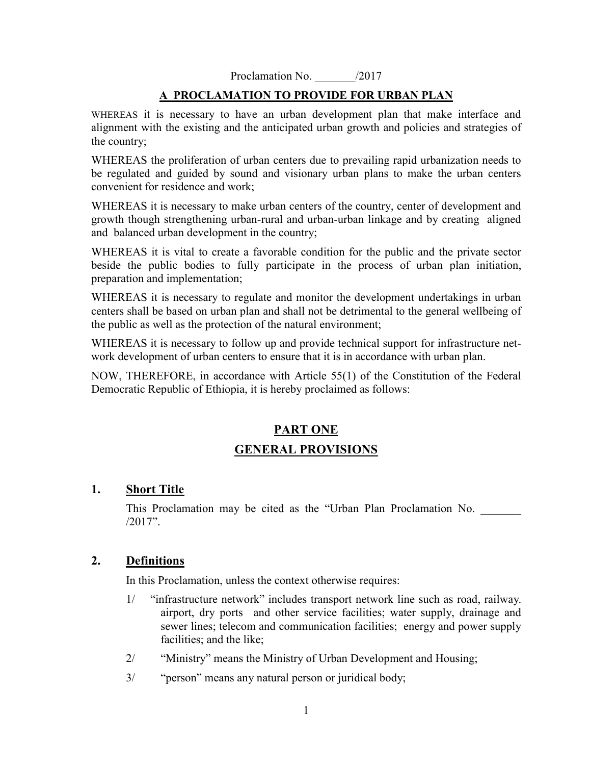Proclamation No. _______/2017

# A PROCLAMATION TO PROVIDE FOR URBAN PLAN

WHEREAS it is necessary to have an urban development plan that make interface and alignment with the existing and the anticipated urban growth and policies and strategies of the country;

WHEREAS the proliferation of urban centers due to prevailing rapid urbanization needs to be regulated and guided by sound and visionary urban plans to make the urban centers convenient for residence and work;

WHEREAS it is necessary to make urban centers of the country, center of development and growth though strengthening urban-rural and urban-urban linkage and by creating aligned and balanced urban development in the country;

WHEREAS it is vital to create a favorable condition for the public and the private sector beside the public bodies to fully participate in the process of urban plan initiation, preparation and implementation;

WHEREAS it is necessary to regulate and monitor the development undertakings in urban centers shall be based on urban plan and shall not be detrimental to the general wellbeing of the public as well as the protection of the natural environment;

WHEREAS it is necessary to follow up and provide technical support for infrastructure net-work development of urban centers to ensure that it is in accordance with urban plan.

NOW, THEREFORE, in accordance with Article 55(1) of the Constitution of the Federal Democratic Republic of Ethiopia, it is hereby proclaimed as follows:

## PART ONE

## GENERAL PROVISIONS

### 1. Short Title

This Proclamation may be cited as the "Urban Plan Proclamation No. _______ /2017".

### 2. Definitions

In this Proclamation, unless the context otherwise requires:

1/ "infrastructure network" includes transport network line such as road, railway. airport, dry ports and other service facilities; water supply, drainage and sewer lines; telecom and communication facilities; energy and power supply facilities; and the like;

2/ "Ministry" means the Ministry of Urban Development and Housing;

3/ "person" means any natural person or juridical body;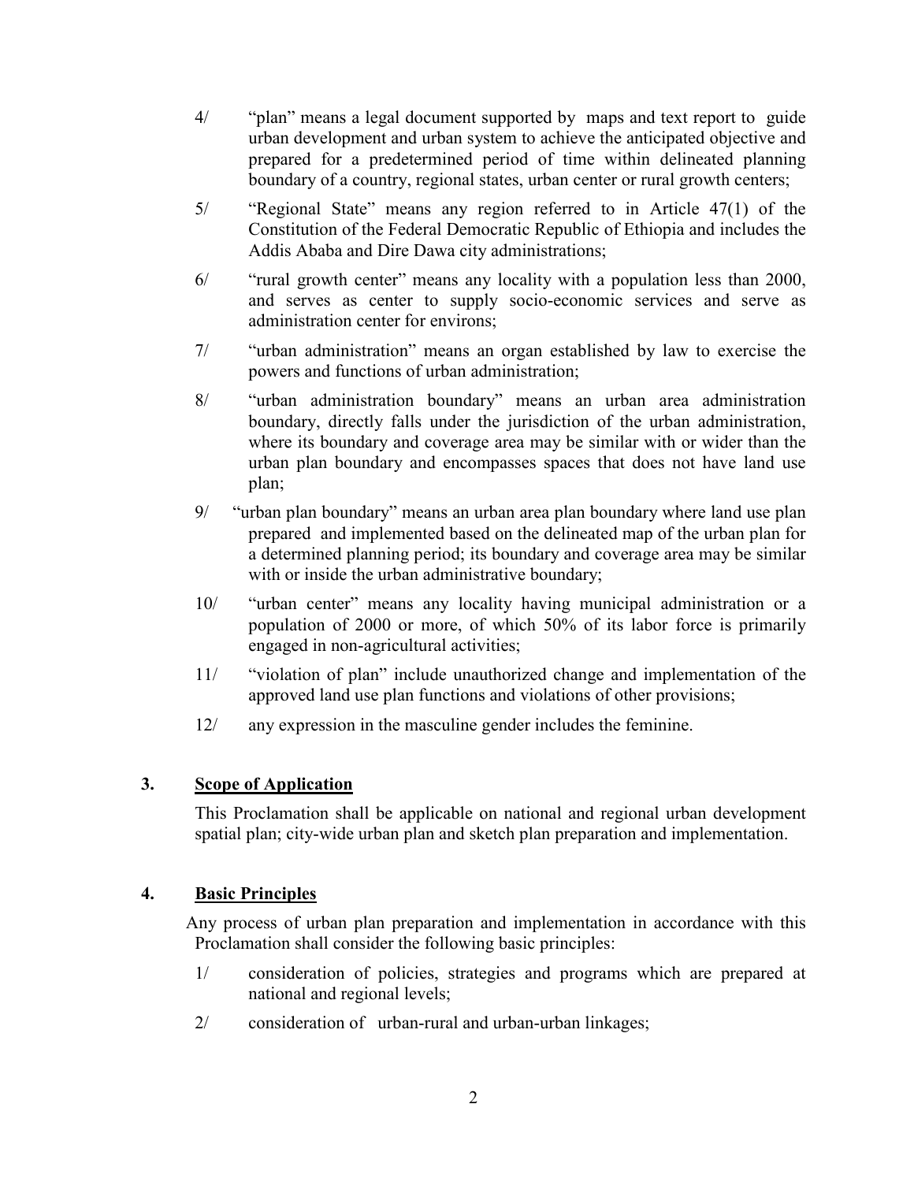4/ "plan" means a legal document supported by maps and text report to guide urban development and urban system to achieve the anticipated objective and prepared for a predetermined period of time within delineated planning boundary of a country, regional states, urban center or rural growth centers;

5/ "Regional State" means any region referred to in Article 47(1) of the Constitution of the Federal Democratic Republic of Ethiopia and includes the Addis Ababa and Dire Dawa city administrations;

6/ "rural growth center" means any locality with a population less than 2000, and serves as center to supply socio-economic services and serve as administration center for environs;

7/ "urban administration" means an organ established by law to exercise the powers and functions of urban administration;

8/ "urban administration boundary" means an urban area administration boundary, directly falls under the jurisdiction of the urban administration, where its boundary and coverage area may be similar with or wider than the urban plan boundary and encompasses spaces that does not have land use plan;

9/ "urban plan boundary" means an urban area plan boundary where land use plan prepared and implemented based on the delineated map of the urban plan for a determined planning period; its boundary and coverage area may be similar with or inside the urban administrative boundary;

10/ "urban center" means any locality having municipal administration or a population of 2000 or more, of which 50% of its labor force is primarily engaged in non-agricultural activities;

11/ "violation of plan" include unauthorized change and implementation of the approved land use plan functions and violations of other provisions;

12/ any expression in the masculine gender includes the feminine.

## 3. Scope of Application

This Proclamation shall be applicable on national and regional urban development spatial plan; city-wide urban plan and sketch plan preparation and implementation.

## 4. Basic Principles

Any process of urban plan preparation and implementation in accordance with this Proclamation shall consider the following basic principles:

1/ consideration of policies, strategies and programs which are prepared at national and regional levels;

2/ consideration of urban-rural and urban-urban linkages;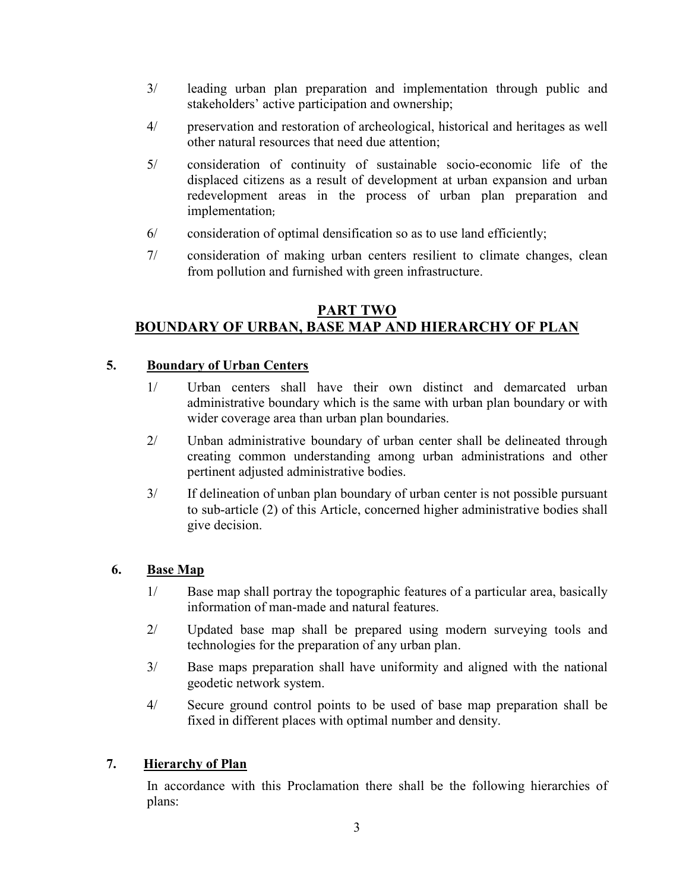3/ leading urban plan preparation and implementation through public and stakeholders' active participation and ownership;

4/ preservation and restoration of archeological, historical and heritages as well other natural resources that need due attention;

5/ consideration of continuity of sustainable socio-economic life of the displaced citizens as a result of development at urban expansion and urban redevelopment areas in the process of urban plan preparation and implementation;

6/ consideration of optimal densification so as to use land efficiently;

7/ consideration of making urban centers resilient to climate changes, clean from pollution and furnished with green infrastructure.

## PART TWO
## BOUNDARY OF URBAN, BASE MAP AND HIERARCHY OF PLAN

### 5. Boundary of Urban Centers

1/ Urban centers shall have their own distinct and demarcated urban administrative boundary which is the same with urban plan boundary or with wider coverage area than urban plan boundaries.

2/ Unban administrative boundary of urban center shall be delineated through creating common understanding among urban administrations and other pertinent adjusted administrative bodies.

3/ If delineation of unban plan boundary of urban center is not possible pursuant to sub-article (2) of this Article, concerned higher administrative bodies shall give decision.

### 6. Base Map

1/ Base map shall portray the topographic features of a particular area, basically information of man-made and natural features.

2/ Updated base map shall be prepared using modern surveying tools and technologies for the preparation of any urban plan.

3/ Base maps preparation shall have uniformity and aligned with the national geodetic network system.

4/ Secure ground control points to be used of base map preparation shall be fixed in different places with optimal number and density.

### 7. Hierarchy of Plan

In accordance with this Proclamation there shall be the following hierarchies of plans: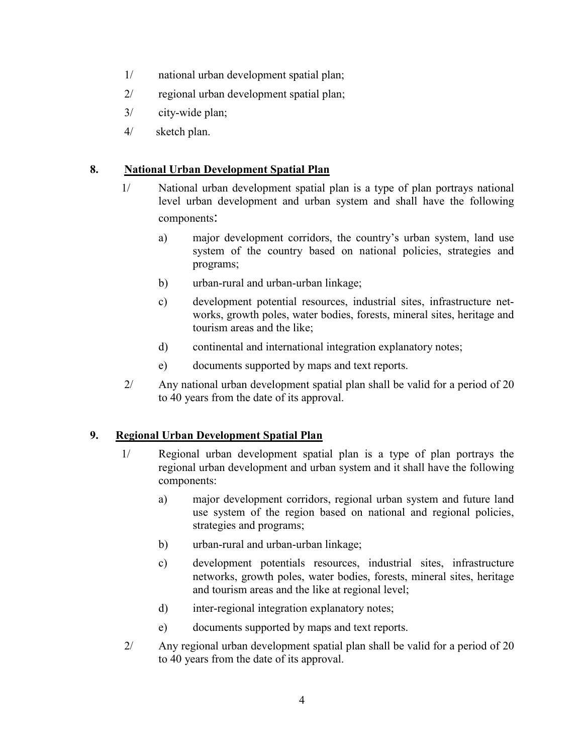1/ national urban development spatial plan;

2/ regional urban development spatial plan;

3/ city-wide plan;

4/ sketch plan.

## 8. National Urban Development Spatial Plan

1/ National urban development spatial plan is a type of plan portrays national level urban development and urban system and shall have the following components:

a) major development corridors, the country's urban system, land use system of the country based on national policies, strategies and programs;

b) urban-rural and urban-urban linkage;

c) development potential resources, industrial sites, infrastructure networks, growth poles, water bodies, forests, mineral sites, heritage and tourism areas and the like;

d) continental and international integration explanatory notes;

e) documents supported by maps and text reports.

2/ Any national urban development spatial plan shall be valid for a period of 20 to 40 years from the date of its approval.

## 9. Regional Urban Development Spatial Plan

1/ Regional urban development spatial plan is a type of plan portrays the regional urban development and urban system and it shall have the following components:

a) major development corridors, regional urban system and future land use system of the region based on national and regional policies, strategies and programs;

b) urban-rural and urban-urban linkage;

c) development potentials resources, industrial sites, infrastructure networks, growth poles, water bodies, forests, mineral sites, heritage and tourism areas and the like at regional level;

d) inter-regional integration explanatory notes;

e) documents supported by maps and text reports.

2/ Any regional urban development spatial plan shall be valid for a period of 20 to 40 years from the date of its approval.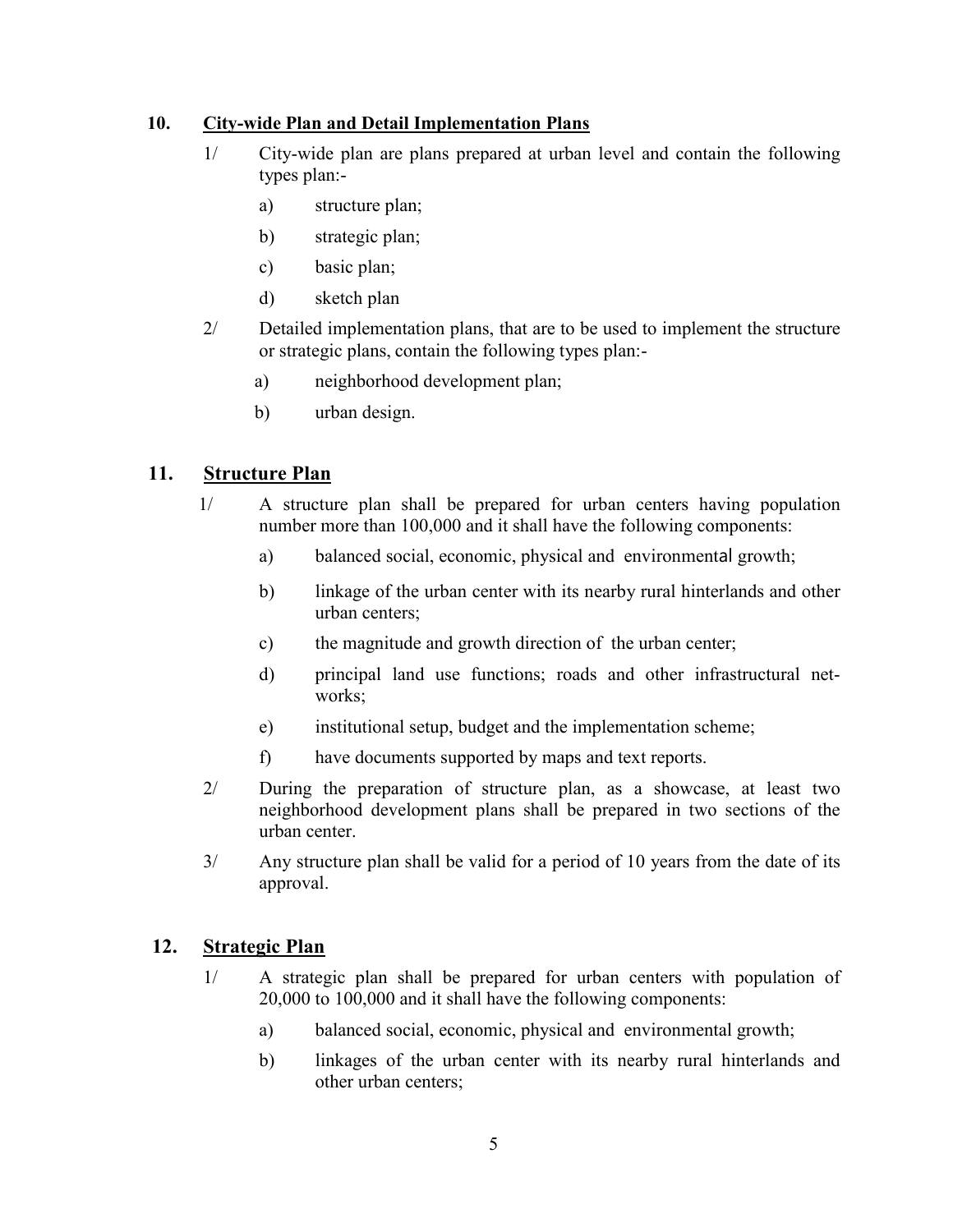## 10. City-wide Plan and Detail Implementation Plans

1/ City-wide plan are plans prepared at urban level and contain the following types plan:-

- a) structure plan;
- b) strategic plan;
- c) basic plan;
- d) sketch plan

2/ Detailed implementation plans, that are to be used to implement the structure or strategic plans, contain the following types plan:-

- a) neighborhood development plan;
- b) urban design.

## 11. Structure Plan

1/ A structure plan shall be prepared for urban centers having population number more than 100,000 and it shall have the following components:

- a) balanced social, economic, physical and environmental growth;
- b) linkage of the urban center with its nearby rural hinterlands and other urban centers;
- c) the magnitude and growth direction of the urban center;
- d) principal land use functions; roads and other infrastructural net-works;
- e) institutional setup, budget and the implementation scheme;
- f) have documents supported by maps and text reports.

2/ During the preparation of structure plan, as a showcase, at least two neighborhood development plans shall be prepared in two sections of the urban center.

3/ Any structure plan shall be valid for a period of 10 years from the date of its approval.

## 12. Strategic Plan

1/ A strategic plan shall be prepared for urban centers with population of 20,000 to 100,000 and it shall have the following components:

- a) balanced social, economic, physical and environmental growth;
- b) linkages of the urban center with its nearby rural hinterlands and other urban centers;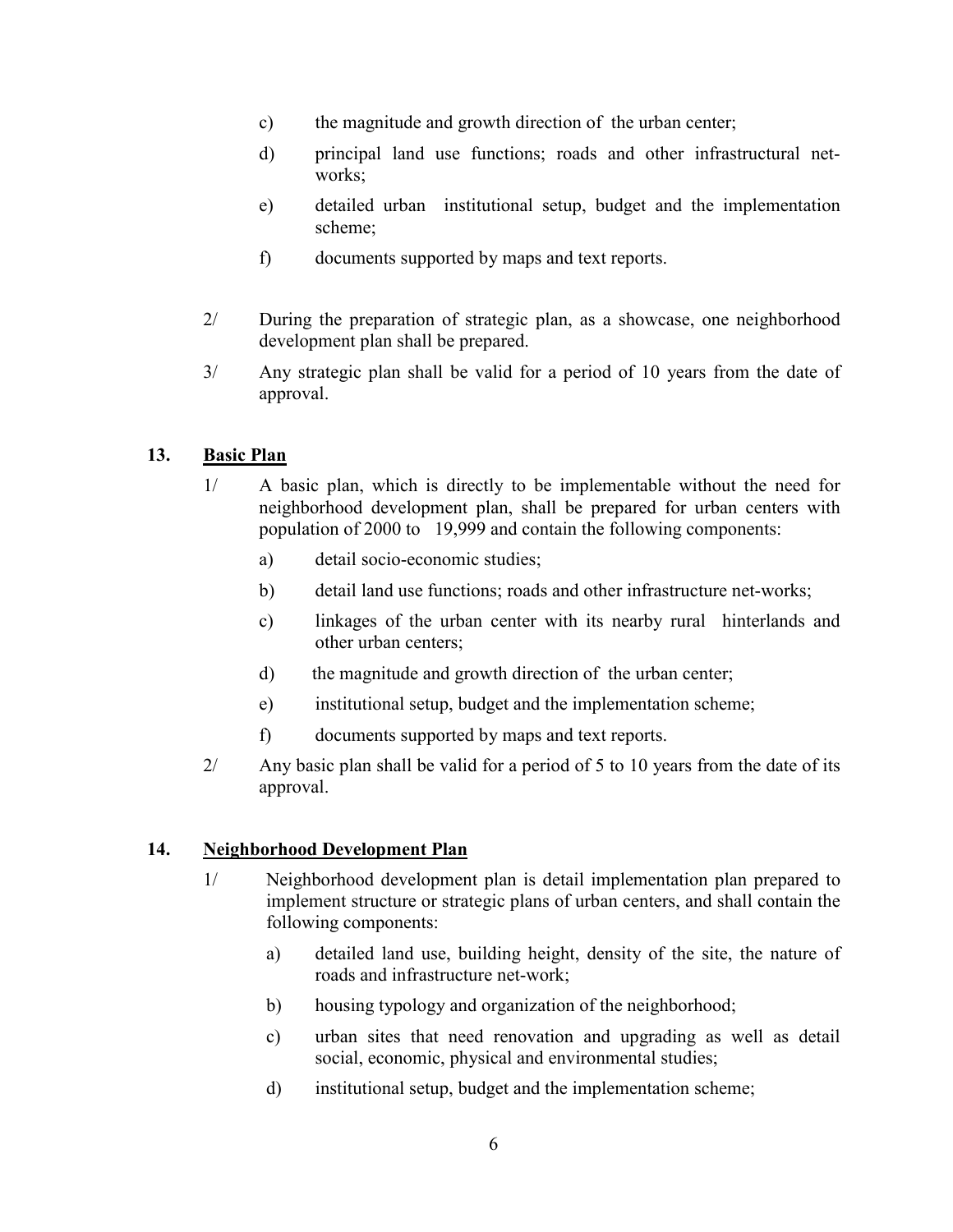c) the magnitude and growth direction of the urban center;

d) principal land use functions; roads and other infrastructural net-works;

e) detailed urban institutional setup, budget and the implementation scheme;

f) documents supported by maps and text reports.

2/ During the preparation of strategic plan, as a showcase, one neighborhood development plan shall be prepared.

3/ Any strategic plan shall be valid for a period of 10 years from the date of approval.

## 13. Basic Plan

1/ A basic plan, which is directly to be implementable without the need for neighborhood development plan, shall be prepared for urban centers with population of 2000 to 19,999 and contain the following components:

a) detail socio-economic studies;

b) detail land use functions; roads and other infrastructure net-works;

c) linkages of the urban center with its nearby rural hinterlands and other urban centers;

d) the magnitude and growth direction of the urban center;

e) institutional setup, budget and the implementation scheme;

f) documents supported by maps and text reports.

2/ Any basic plan shall be valid for a period of 5 to 10 years from the date of its approval.

## 14. Neighborhood Development Plan

1/ Neighborhood development plan is detail implementation plan prepared to implement structure or strategic plans of urban centers, and shall contain the following components:

a) detailed land use, building height, density of the site, the nature of roads and infrastructure net-work;

b) housing typology and organization of the neighborhood;

c) urban sites that need renovation and upgrading as well as detail social, economic, physical and environmental studies;

d) institutional setup, budget and the implementation scheme;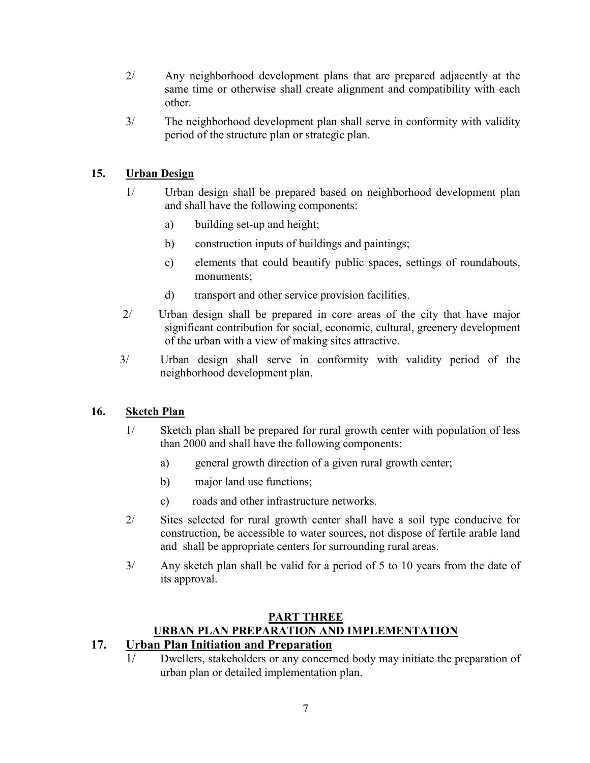2/ Any neighborhood development plans that are prepared adjacently at the same time or otherwise shall create alignment and compatibility with each other.

3/ The neighborhood development plan shall serve in conformity with validity period of the structure plan or strategic plan.

### 15. Urban Design

1/ Urban design shall be prepared based on neighborhood development plan and shall have the following components:

a) building set-up and height;

b) construction inputs of buildings and paintings;

c) elements that could beautify public spaces, settings of roundabouts, monuments;

d) transport and other service provision facilities.

2/ Urban design shall be prepared in core areas of the city that have major significant contribution for social, economic, cultural, greenery development of the urban with a view of making sites attractive.

3/ Urban design shall serve in conformity with validity period of the neighborhood development plan.

### 16. Sketch Plan

1/ Sketch plan shall be prepared for rural growth center with population of less than 2000 and shall have the following components:

a) general growth direction of a given rural growth center;

b) major land use functions;

c) roads and other infrastructure networks.

2/ Sites selected for rural growth center shall have a soil type conducive for construction, be accessible to water sources, not dispose of fertile arable land and shall be appropriate centers for surrounding rural areas.

3/ Any sketch plan shall be valid for a period of 5 to 10 years from the date of its approval.

## PART THREE
## URBAN PLAN PREPARATION AND IMPLEMENTATION

### 17. Urban Plan Initiation and Preparation

1/ Dwellers, stakeholders or any concerned body may initiate the preparation of urban plan or detailed implementation plan.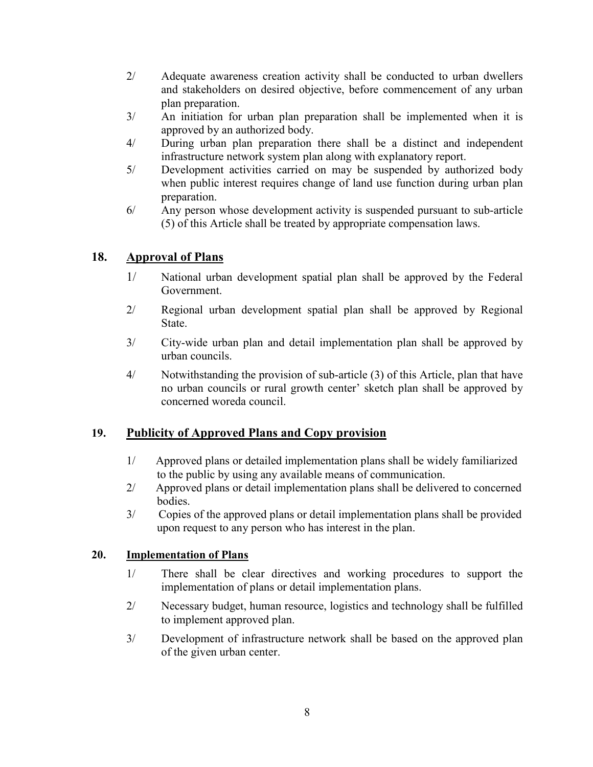2/ Adequate awareness creation activity shall be conducted to urban dwellers and stakeholders on desired objective, before commencement of any urban plan preparation.

3/ An initiation for urban plan preparation shall be implemented when it is approved by an authorized body.

4/ During urban plan preparation there shall be a distinct and independent infrastructure network system plan along with explanatory report.

5/ Development activities carried on may be suspended by authorized body when public interest requires change of land use function during urban plan preparation.

6/ Any person whose development activity is suspended pursuant to sub-article (5) of this Article shall be treated by appropriate compensation laws.

## 18. Approval of Plans

1/ National urban development spatial plan shall be approved by the Federal Government.

2/ Regional urban development spatial plan shall be approved by Regional State.

3/ City-wide urban plan and detail implementation plan shall be approved by urban councils.

4/ Notwithstanding the provision of sub-article (3) of this Article, plan that have no urban councils or rural growth center' sketch plan shall be approved by concerned woreda council.

## 19. Publicity of Approved Plans and Copy provision

1/ Approved plans or detailed implementation plans shall be widely familiarized to the public by using any available means of communication.

2/ Approved plans or detail implementation plans shall be delivered to concerned bodies.

3/ Copies of the approved plans or detail implementation plans shall be provided upon request to any person who has interest in the plan.

## 20. Implementation of Plans

1/ There shall be clear directives and working procedures to support the implementation of plans or detail implementation plans.

2/ Necessary budget, human resource, logistics and technology shall be fulfilled to implement approved plan.

3/ Development of infrastructure network shall be based on the approved plan of the given urban center.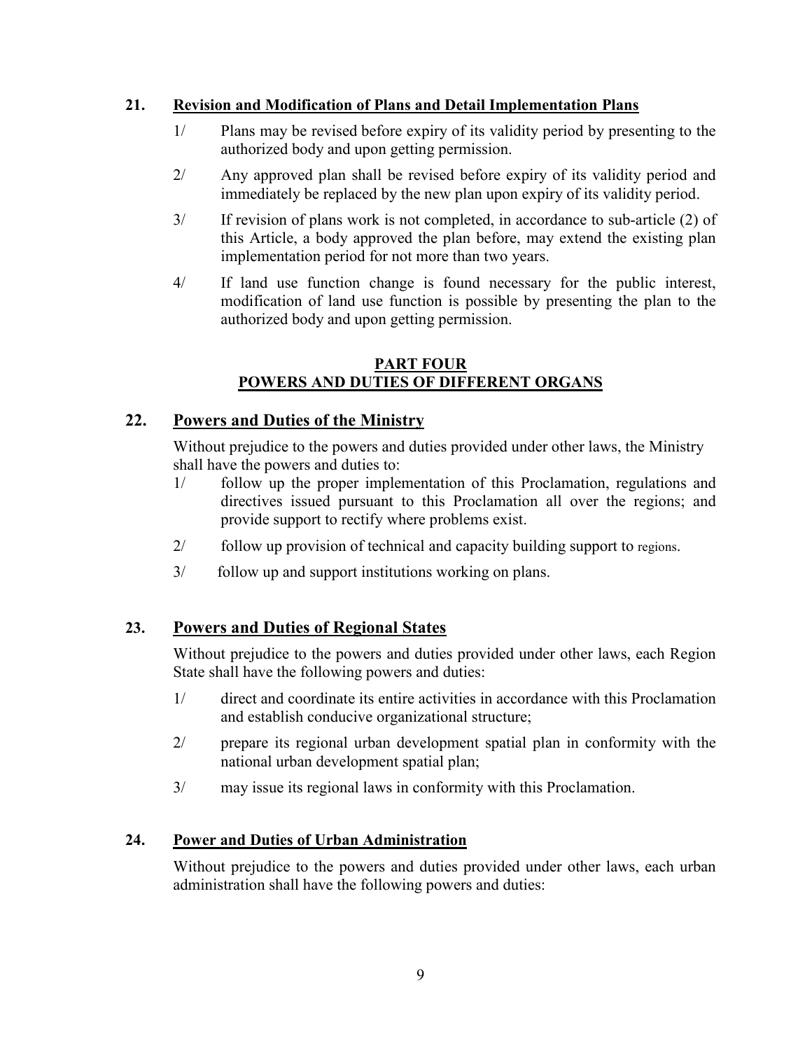### 21. Revision and Modification of Plans and Detail Implementation Plans

1/ Plans may be revised before expiry of its validity period by presenting to the authorized body and upon getting permission.

2/ Any approved plan shall be revised before expiry of its validity period and immediately be replaced by the new plan upon expiry of its validity period.

3/ If revision of plans work is not completed, in accordance to sub-article (2) of this Article, a body approved the plan before, may extend the existing plan implementation period for not more than two years.

4/ If land use function change is found necessary for the public interest, modification of land use function is possible by presenting the plan to the authorized body and upon getting permission.

## PART FOUR
## POWERS AND DUTIES OF DIFFERENT ORGANS

### 22. Powers and Duties of the Ministry

Without prejudice to the powers and duties provided under other laws, the Ministry shall have the powers and duties to:

1/ follow up the proper implementation of this Proclamation, regulations and directives issued pursuant to this Proclamation all over the regions; and provide support to rectify where problems exist.

2/ follow up provision of technical and capacity building support to regions.

3/ follow up and support institutions working on plans.

### 23. Powers and Duties of Regional States

Without prejudice to the powers and duties provided under other laws, each Region State shall have the following powers and duties:

1/ direct and coordinate its entire activities in accordance with this Proclamation and establish conducive organizational structure;

2/ prepare its regional urban development spatial plan in conformity with the national urban development spatial plan;

3/ may issue its regional laws in conformity with this Proclamation.

### 24. Power and Duties of Urban Administration

Without prejudice to the powers and duties provided under other laws, each urban administration shall have the following powers and duties: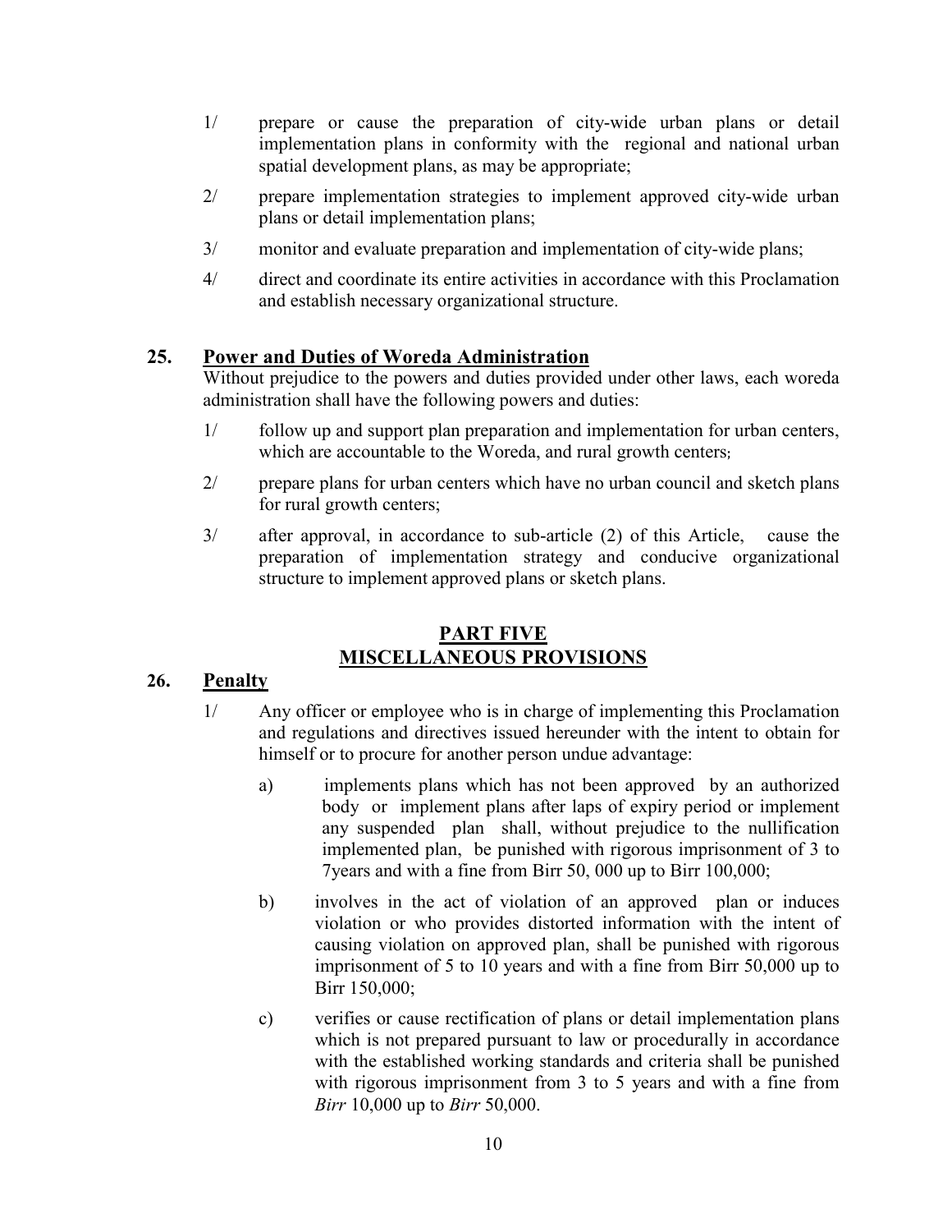1/ prepare or cause the preparation of city-wide urban plans or detail implementation plans in conformity with the regional and national urban spatial development plans, as may be appropriate;

2/ prepare implementation strategies to implement approved city-wide urban plans or detail implementation plans;

3/ monitor and evaluate preparation and implementation of city-wide plans;

4/ direct and coordinate its entire activities in accordance with this Proclamation and establish necessary organizational structure.

### 25. Power and Duties of Woreda Administration

Without prejudice to the powers and duties provided under other laws, each woreda administration shall have the following powers and duties:

1/ follow up and support plan preparation and implementation for urban centers, which are accountable to the Woreda, and rural growth centers;

2/ prepare plans for urban centers which have no urban council and sketch plans for rural growth centers;

3/ after approval, in accordance to sub-article (2) of this Article, cause the preparation of implementation strategy and conducive organizational structure to implement approved plans or sketch plans.

## PART FIVE
## MISCELLANEOUS PROVISIONS

### 26. Penalty

1/ Any officer or employee who is in charge of implementing this Proclamation and regulations and directives issued hereunder with the intent to obtain for himself or to procure for another person undue advantage:

a) implements plans which has not been approved by an authorized body or implement plans after laps of expiry period or implement any suspended plan shall, without prejudice to the nullification implemented plan, be punished with rigorous imprisonment of 3 to 7years and with a fine from Birr 50, 000 up to Birr 100,000;

b) involves in the act of violation of an approved plan or induces violation or who provides distorted information with the intent of causing violation on approved plan, shall be punished with rigorous imprisonment of 5 to 10 years and with a fine from Birr 50,000 up to Birr 150,000;

c) verifies or cause rectification of plans or detail implementation plans which is not prepared pursuant to law or procedurally in accordance with the established working standards and criteria shall be punished with rigorous imprisonment from 3 to 5 years and with a fine from *Birr* 10,000 up to *Birr* 50,000.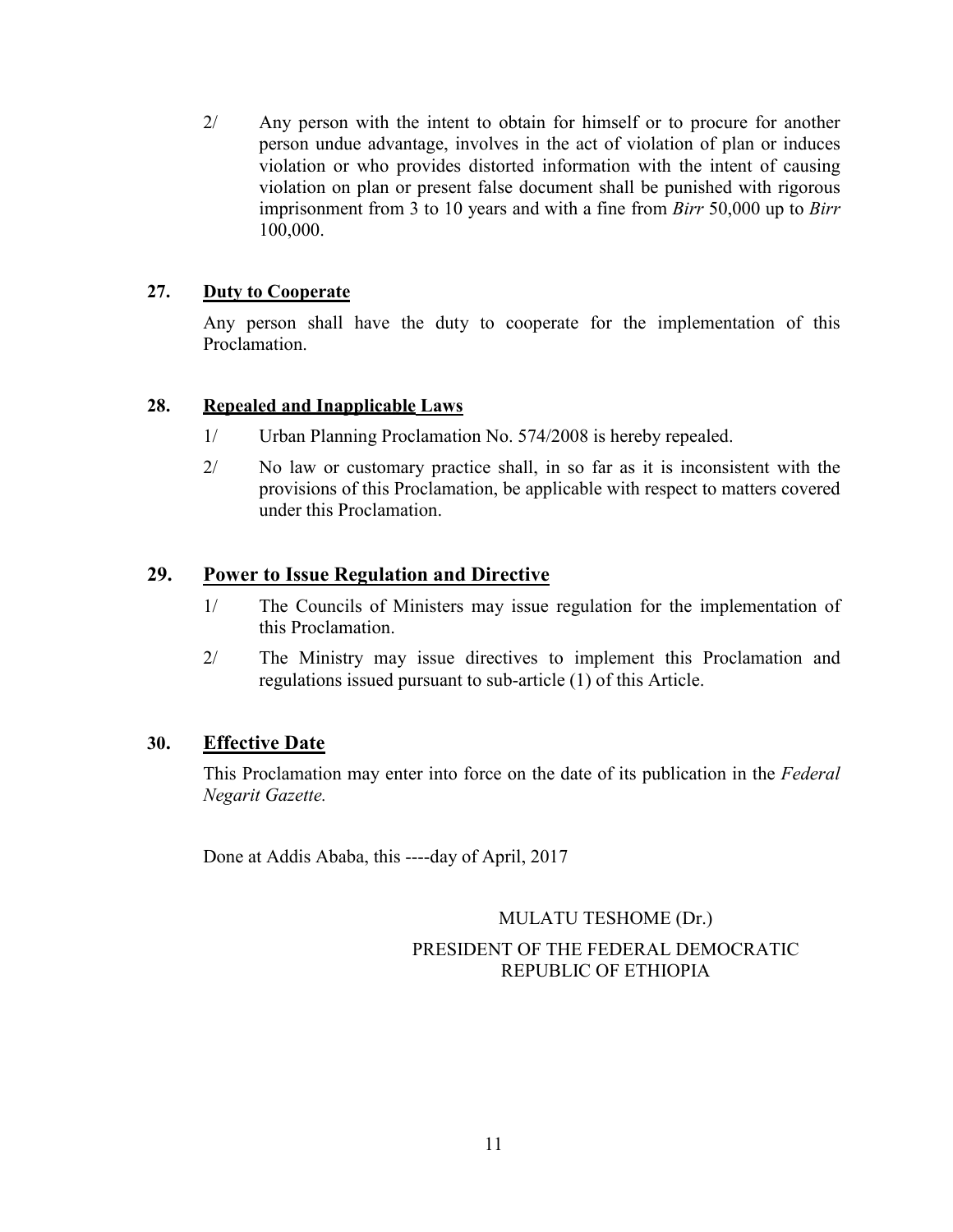2/ Any person with the intent to obtain for himself or to procure for another person undue advantage, involves in the act of violation of plan or induces violation or who provides distorted information with the intent of causing violation on plan or present false document shall be punished with rigorous imprisonment from 3 to 10 years and with a fine from *Birr* 50,000 up to *Birr* 100,000.

## 27. Duty to Cooperate

Any person shall have the duty to cooperate for the implementation of this Proclamation.

## 28. Repealed and Inapplicable Laws

1/ Urban Planning Proclamation No. 574/2008 is hereby repealed.

2/ No law or customary practice shall, in so far as it is inconsistent with the provisions of this Proclamation, be applicable with respect to matters covered under this Proclamation.

## 29. Power to Issue Regulation and Directive

1/ The Councils of Ministers may issue regulation for the implementation of this Proclamation.

2/ The Ministry may issue directives to implement this Proclamation and regulations issued pursuant to sub-article (1) of this Article.

## 30. Effective Date

This Proclamation may enter into force on the date of its publication in the *Federal Negarit Gazette.*

Done at Addis Ababa, this ----day of April, 2017

MULATU TESHOME (Dr.)

PRESIDENT OF THE FEDERAL DEMOCRATIC REPUBLIC OF ETHIOPIA